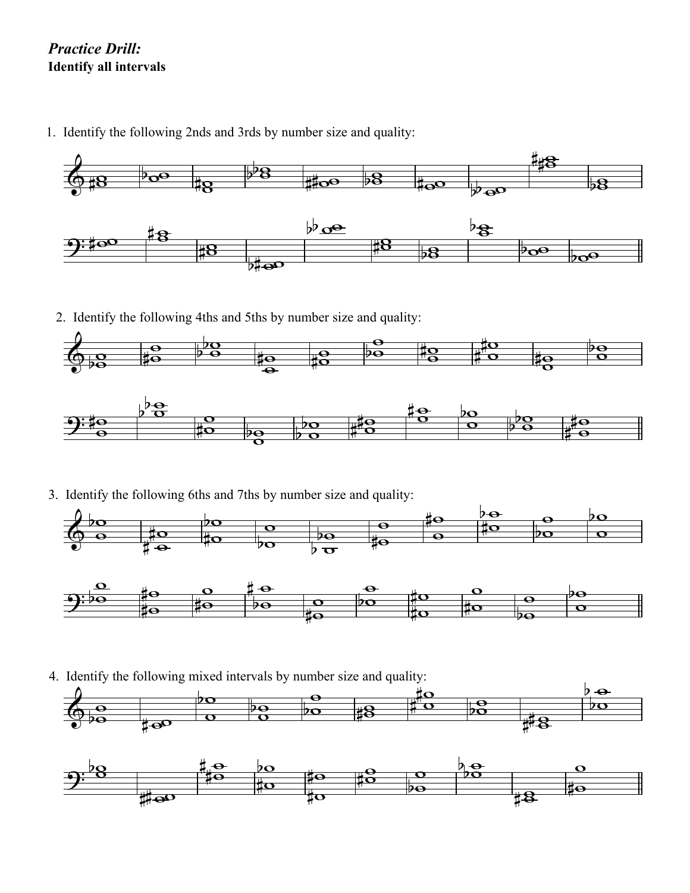## *Practice Drill:*
**Identify all intervals**

1. Identify the following 2nds and 3rds by number size and quality:

2. Identify the following 4ths and 5ths by number size and quality:

3. Identify the following 6ths and 7ths by number size and quality:

4. Identify the following mixed intervals by number size and quality: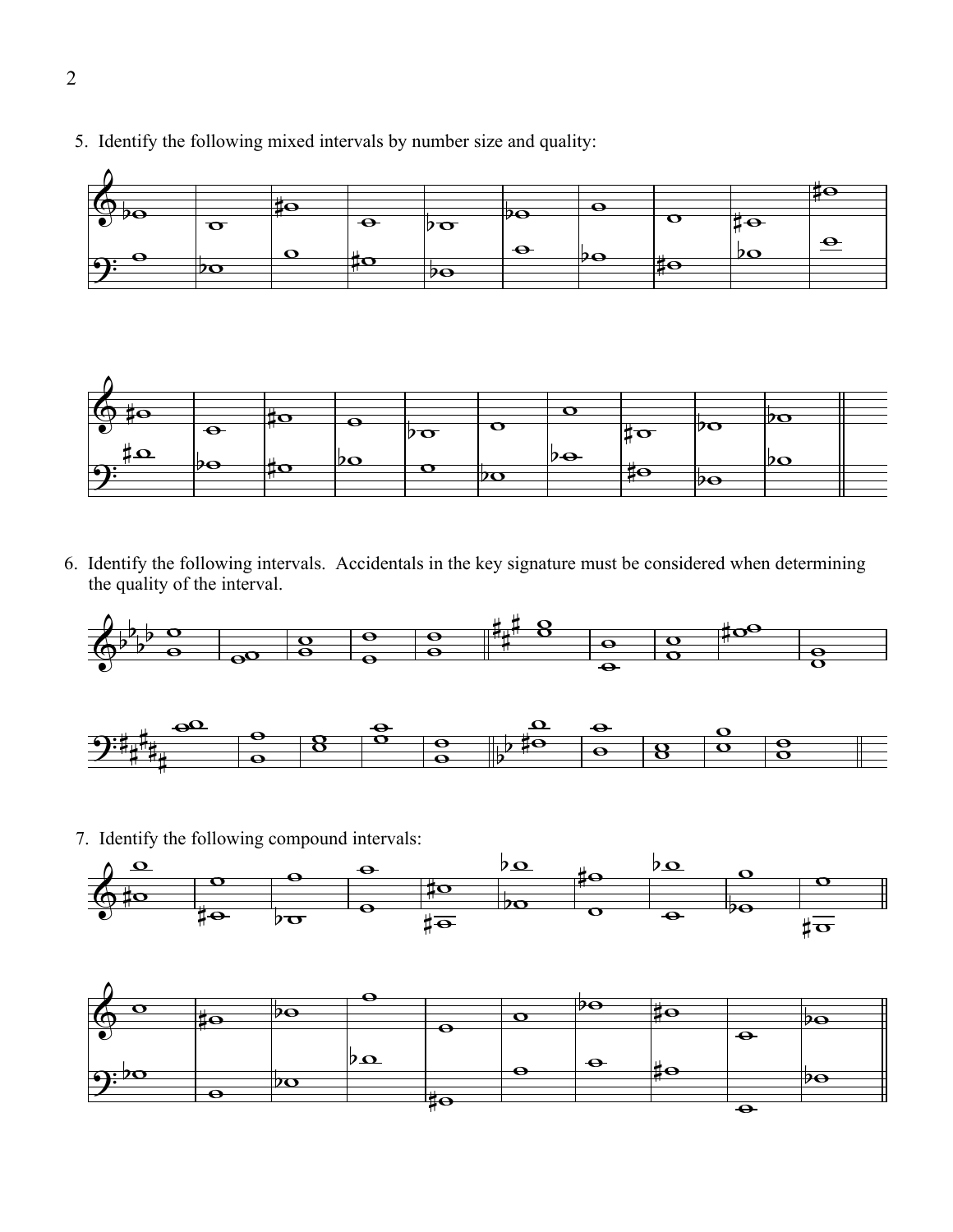5. Identify the following mixed intervals by number size and quality:

6. Identify the following intervals. Accidentals in the key signature must be considered when determining the quality of the interval.

7. Identify the following compound intervals: